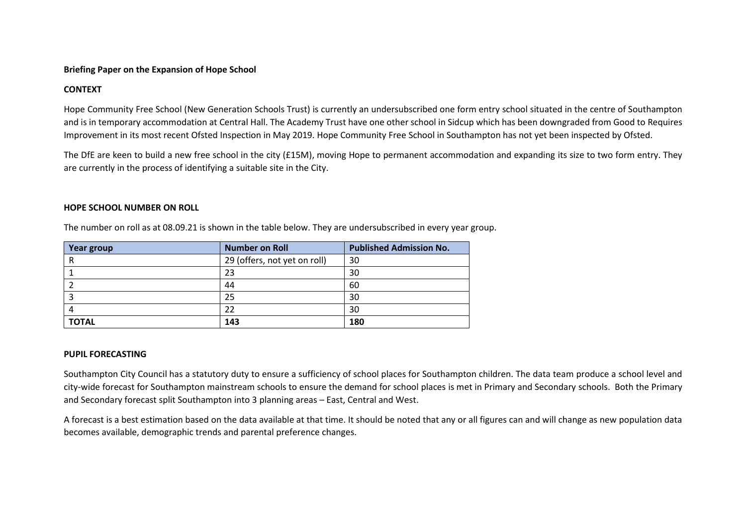**Briefing Paper on the Expansion of Hope School**

**CONTEXT**

Hope Community Free School (New Generation Schools Trust) is currently an undersubscribed one form entry school situated in the centre of Southampton and is in temporary accommodation at Central Hall. The Academy Trust have one other school in Sidcup which has been downgraded from Good to Requires Improvement in its most recent Ofsted Inspection in May 2019. Hope Community Free School in Southampton has not yet been inspected by Ofsted.

The DfE are keen to build a new free school in the city (£15M), moving Hope to permanent accommodation and expanding its size to two form entry. They are currently in the process of identifying a suitable site in the City.

**HOPE SCHOOL NUMBER ON ROLL**

The number on roll as at 08.09.21 is shown in the table below. They are undersubscribed in every year group.

| Year group | Number on Roll | Published Admission No. |
|---|---|---|
| R | 29 (offers, not yet on roll) | 30 |
| 1 | 23 | 30 |
| 2 | 44 | 60 |
| 3 | 25 | 30 |
| 4 | 22 | 30 |
| **TOTAL** | **143** | **180** |

**PUPIL FORECASTING**

Southampton City Council has a statutory duty to ensure a sufficiency of school places for Southampton children. The data team produce a school level and city-wide forecast for Southampton mainstream schools to ensure the demand for school places is met in Primary and Secondary schools. Both the Primary and Secondary forecast split Southampton into 3 planning areas – East, Central and West.

A forecast is a best estimation based on the data available at that time. It should be noted that any or all figures can and will change as new population data becomes available, demographic trends and parental preference changes.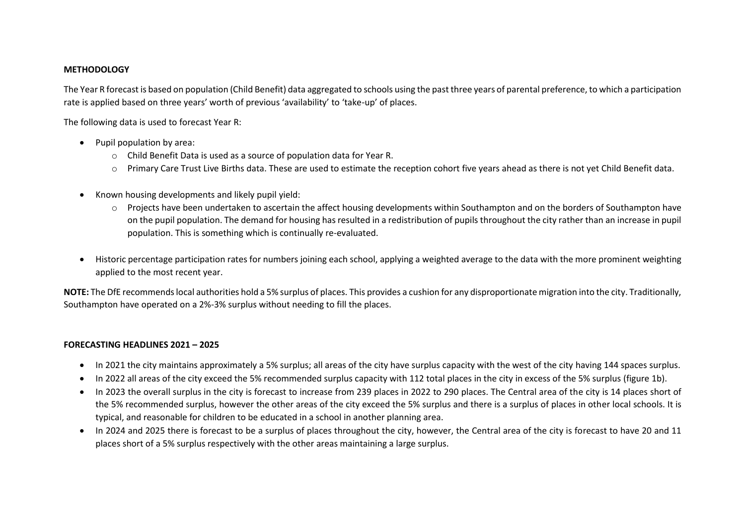**METHODOLOGY**

The Year R forecast is based on population (Child Benefit) data aggregated to schools using the past three years of parental preference, to which a participation rate is applied based on three years' worth of previous 'availability' to 'take-up' of places.

The following data is used to forecast Year R:

- Pupil population by area:
    - Child Benefit Data is used as a source of population data for Year R.
    - Primary Care Trust Live Births data. These are used to estimate the reception cohort five years ahead as there is not yet Child Benefit data.

- Known housing developments and likely pupil yield:
    - Projects have been undertaken to ascertain the affect housing developments within Southampton and on the borders of Southampton have on the pupil population. The demand for housing has resulted in a redistribution of pupils throughout the city rather than an increase in pupil population. This is something which is continually re-evaluated.

- Historic percentage participation rates for numbers joining each school, applying a weighted average to the data with the more prominent weighting applied to the most recent year.

**NOTE:** The DfE recommends local authorities hold a 5% surplus of places. This provides a cushion for any disproportionate migration into the city. Traditionally, Southampton have operated on a 2%-3% surplus without needing to fill the places.

**FORECASTING HEADLINES 2021 – 2025**

- In 2021 the city maintains approximately a 5% surplus; all areas of the city have surplus capacity with the west of the city having 144 spaces surplus.
- In 2022 all areas of the city exceed the 5% recommended surplus capacity with 112 total places in the city in excess of the 5% surplus (figure 1b).
- In 2023 the overall surplus in the city is forecast to increase from 239 places in 2022 to 290 places. The Central area of the city is 14 places short of the 5% recommended surplus, however the other areas of the city exceed the 5% surplus and there is a surplus of places in other local schools. It is typical, and reasonable for children to be educated in a school in another planning area.
- In 2024 and 2025 there is forecast to be a surplus of places throughout the city, however, the Central area of the city is forecast to have 20 and 11 places short of a 5% surplus respectively with the other areas maintaining a large surplus.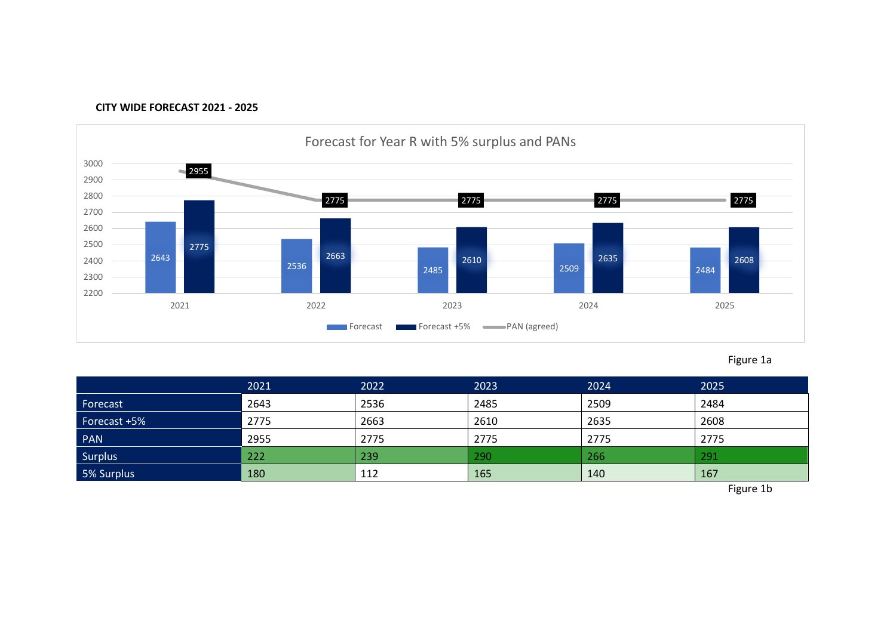**CITY WIDE FORECAST 2021 - 2025**

Figure 1a

| | 2021 | 2022 | 2023 | 2024 | 2025 |
|---|---|---|---|---|---|
| Forecast | 2643 | 2536 | 2485 | 2509 | 2484 |
| Forecast +5% | 2775 | 2663 | 2610 | 2635 | 2608 |
| PAN | 2955 | 2775 | 2775 | 2775 | 2775 |
| Surplus | 222 | 239 | 290 | 266 | 291 |
| 5% Surplus | 180 | 112 | 165 | 140 | 167 |

Figure 1b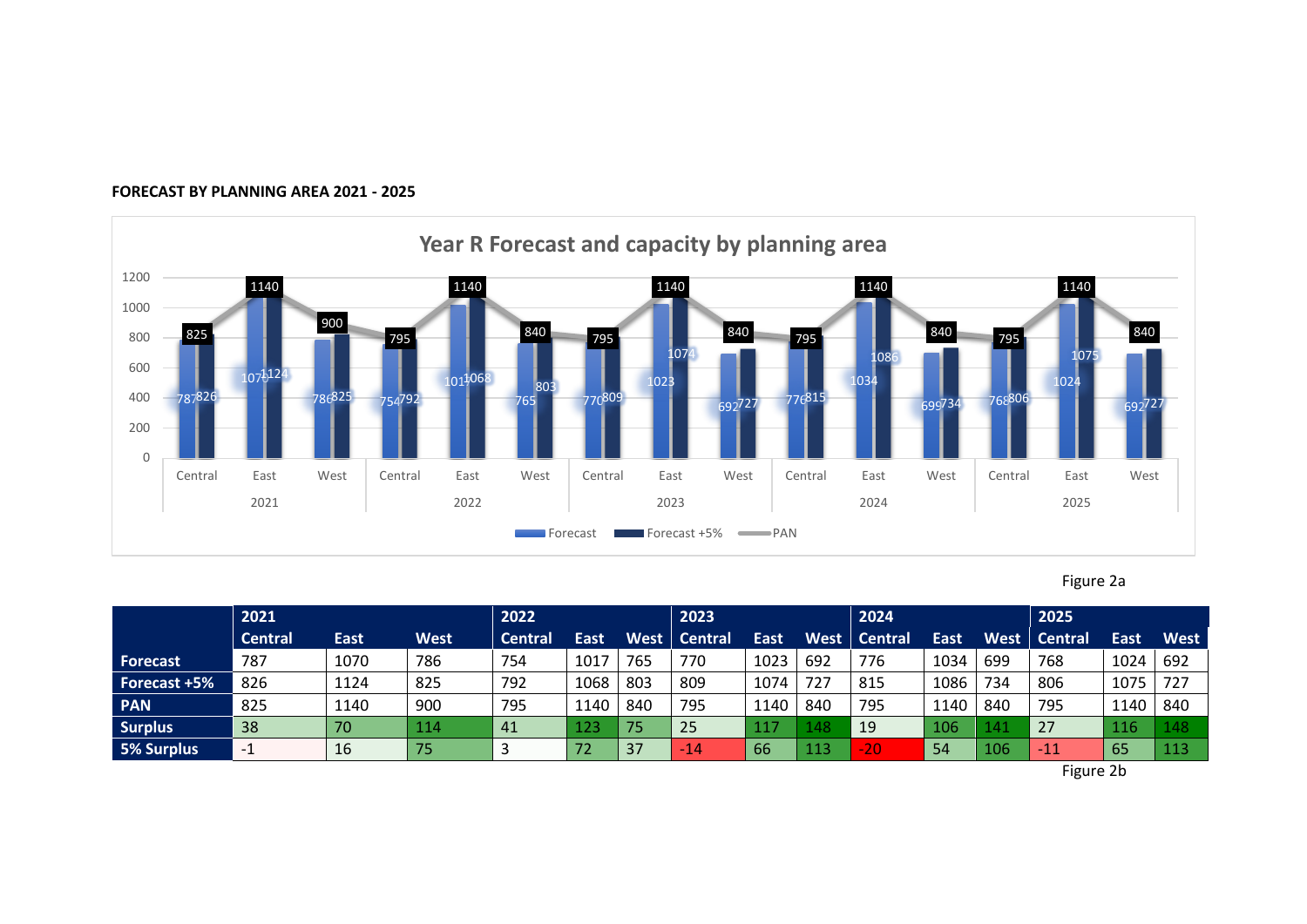**FORECAST BY PLANNING AREA 2021 - 2025**

Figure 2a

| | 2021 | | | 2022 | | | 2023 | | | 2024 | | | 2025 | | |
|---|---|---|---|---|---|---|---|---|---|---|---|---|---|---|---|
| | Central | East | West | Central | East | West | Central | East | West | Central | East | West | Central | East | West |
| **Forecast** | 787 | 1070 | 786 | 754 | 1017 | 765 | 770 | 1023 | 692 | 776 | 1034 | 699 | 768 | 1024 | 692 |
| **Forecast +5%** | 826 | 1124 | 825 | 792 | 1068 | 803 | 809 | 1074 | 727 | 815 | 1086 | 734 | 806 | 1075 | 727 |
| **PAN** | 825 | 1140 | 900 | 795 | 1140 | 840 | 795 | 1140 | 840 | 795 | 1140 | 840 | 795 | 1140 | 840 |
| **Surplus** | 38 | 70 | 114 | 41 | 123 | 75 | 25 | 117 | 148 | 19 | 106 | 141 | 27 | 116 | 148 |
| **5% Surplus** | -1 | 16 | 75 | 3 | 72 | 37 | -14 | 66 | 113 | -20 | 54 | 106 | -11 | 65 | 113 |

Figure 2b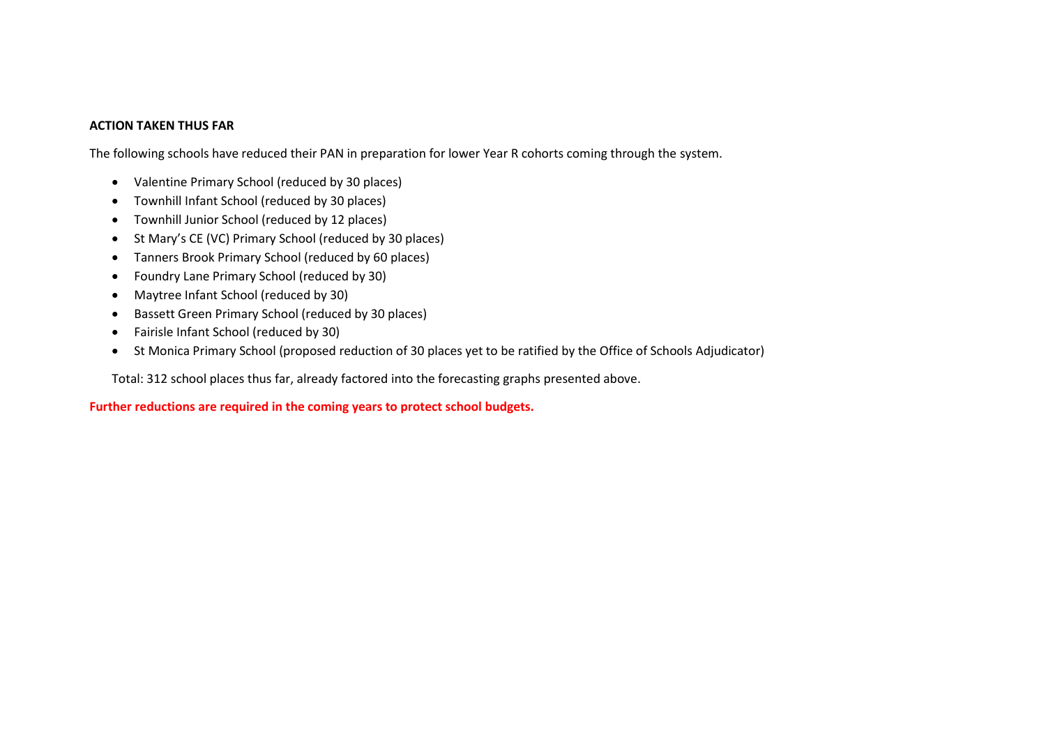**ACTION TAKEN THUS FAR**

The following schools have reduced their PAN in preparation for lower Year R cohorts coming through the system.

- Valentine Primary School (reduced by 30 places)
- Townhill Infant School (reduced by 30 places)
- Townhill Junior School (reduced by 12 places)
- St Mary's CE (VC) Primary School (reduced by 30 places)
- Tanners Brook Primary School (reduced by 60 places)
- Foundry Lane Primary School (reduced by 30)
- Maytree Infant School (reduced by 30)
- Bassett Green Primary School (reduced by 30 places)
- Fairisle Infant School (reduced by 30)
- St Monica Primary School (proposed reduction of 30 places yet to be ratified by the Office of Schools Adjudicator)

Total: 312 school places thus far, already factored into the forecasting graphs presented above.

**Further reductions are required in the coming years to protect school budgets.**